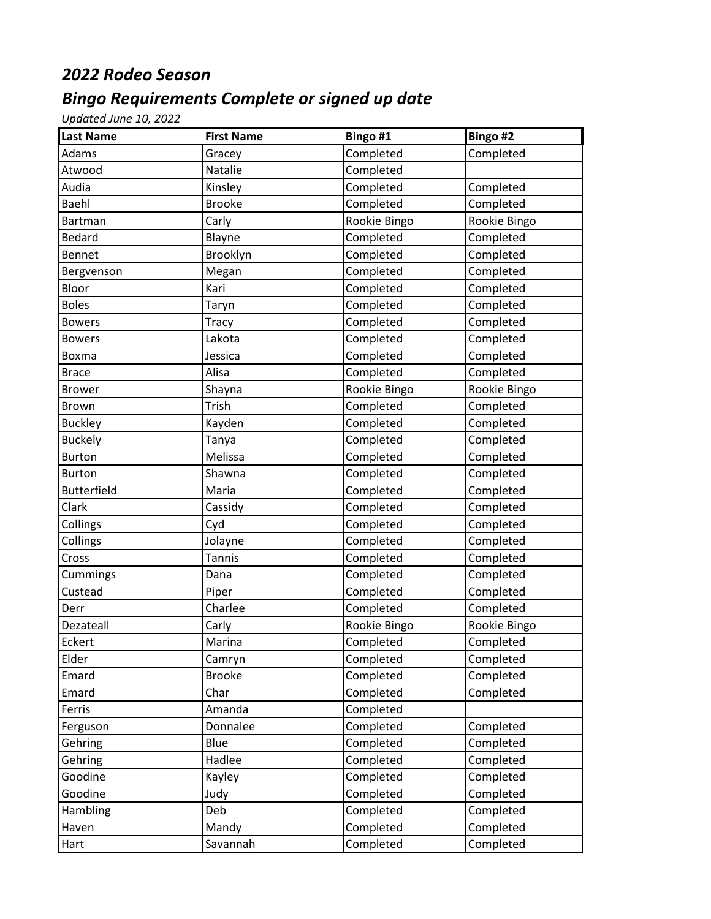## *2022 Rodeo Season*

## *Bingo Requirements Complete or signed up date*

*Updated June 10, 2022*

| Last Name | First Name | Bingo #1 | Bingo #2 |
|---|---|---|---|
| Adams | Gracey | Completed | Completed |
| Atwood | Natalie | Completed | |
| Audia | Kinsley | Completed | Completed |
| Baehl | Brooke | Completed | Completed |
| Bartman | Carly | Rookie Bingo | Rookie Bingo |
| Bedard | Blayne | Completed | Completed |
| Bennet | Brooklyn | Completed | Completed |
| Bergvenson | Megan | Completed | Completed |
| Bloor | Kari | Completed | Completed |
| Boles | Taryn | Completed | Completed |
| Bowers | Tracy | Completed | Completed |
| Bowers | Lakota | Completed | Completed |
| Boxma | Jessica | Completed | Completed |
| Brace | Alisa | Completed | Completed |
| Brower | Shayna | Rookie Bingo | Rookie Bingo |
| Brown | Trish | Completed | Completed |
| Buckley | Kayden | Completed | Completed |
| Buckely | Tanya | Completed | Completed |
| Burton | Melissa | Completed | Completed |
| Burton | Shawna | Completed | Completed |
| Butterfield | Maria | Completed | Completed |
| Clark | Cassidy | Completed | Completed |
| Collings | Cyd | Completed | Completed |
| Collings | Jolayne | Completed | Completed |
| Cross | Tannis | Completed | Completed |
| Cummings | Dana | Completed | Completed |
| Custead | Piper | Completed | Completed |
| Derr | Charlee | Completed | Completed |
| Dezateall | Carly | Rookie Bingo | Rookie Bingo |
| Eckert | Marina | Completed | Completed |
| Elder | Camryn | Completed | Completed |
| Emard | Brooke | Completed | Completed |
| Emard | Char | Completed | Completed |
| Ferris | Amanda | Completed | |
| Ferguson | Donnalee | Completed | Completed |
| Gehring | Blue | Completed | Completed |
| Gehring | Hadlee | Completed | Completed |
| Goodine | Kayley | Completed | Completed |
| Goodine | Judy | Completed | Completed |
| Hambling | Deb | Completed | Completed |
| Haven | Mandy | Completed | Completed |
| Hart | Savannah | Completed | Completed |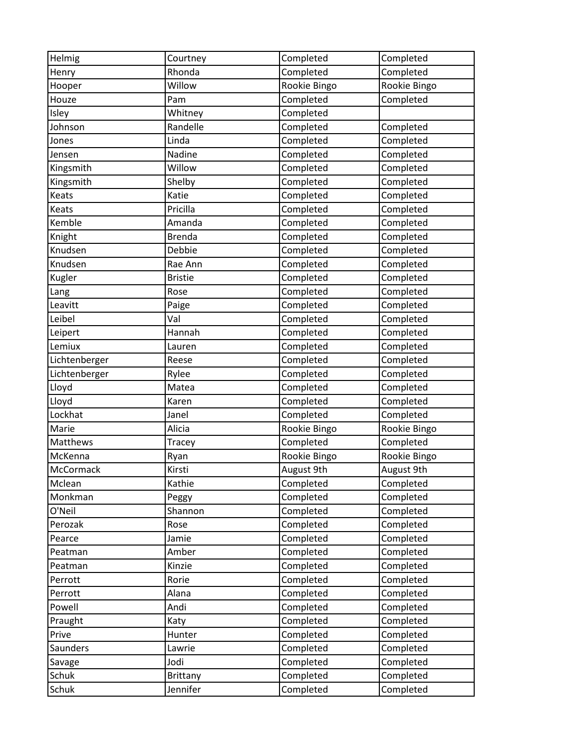| | | | |
|---|---|---|---|
| Helmig | Courtney | Completed | Completed |
| Henry | Rhonda | Completed | Completed |
| Hooper | Willow | Rookie Bingo | Rookie Bingo |
| Houze | Pam | Completed | Completed |
| Isley | Whitney | Completed | |
| Johnson | Randelle | Completed | Completed |
| Jones | Linda | Completed | Completed |
| Jensen | Nadine | Completed | Completed |
| Kingsmith | Willow | Completed | Completed |
| Kingsmith | Shelby | Completed | Completed |
| Keats | Katie | Completed | Completed |
| Keats | Pricilla | Completed | Completed |
| Kemble | Amanda | Completed | Completed |
| Knight | Brenda | Completed | Completed |
| Knudsen | Debbie | Completed | Completed |
| Knudsen | Rae Ann | Completed | Completed |
| Kugler | Bristie | Completed | Completed |
| Lang | Rose | Completed | Completed |
| Leavitt | Paige | Completed | Completed |
| Leibel | Val | Completed | Completed |
| Leipert | Hannah | Completed | Completed |
| Lemiux | Lauren | Completed | Completed |
| Lichtenberger | Reese | Completed | Completed |
| Lichtenberger | Rylee | Completed | Completed |
| Lloyd | Matea | Completed | Completed |
| Lloyd | Karen | Completed | Completed |
| Lockhat | Janel | Completed | Completed |
| Marie | Alicia | Rookie Bingo | Rookie Bingo |
| Matthews | Tracey | Completed | Completed |
| McKenna | Ryan | Rookie Bingo | Rookie Bingo |
| McCormack | Kirsti | August 9th | August 9th |
| Mclean | Kathie | Completed | Completed |
| Monkman | Peggy | Completed | Completed |
| O'Neil | Shannon | Completed | Completed |
| Perozak | Rose | Completed | Completed |
| Pearce | Jamie | Completed | Completed |
| Peatman | Amber | Completed | Completed |
| Peatman | Kinzie | Completed | Completed |
| Perrott | Rorie | Completed | Completed |
| Perrott | Alana | Completed | Completed |
| Powell | Andi | Completed | Completed |
| Praught | Katy | Completed | Completed |
| Prive | Hunter | Completed | Completed |
| Saunders | Lawrie | Completed | Completed |
| Savage | Jodi | Completed | Completed |
| Schuk | Brittany | Completed | Completed |
| Schuk | Jennifer | Completed | Completed |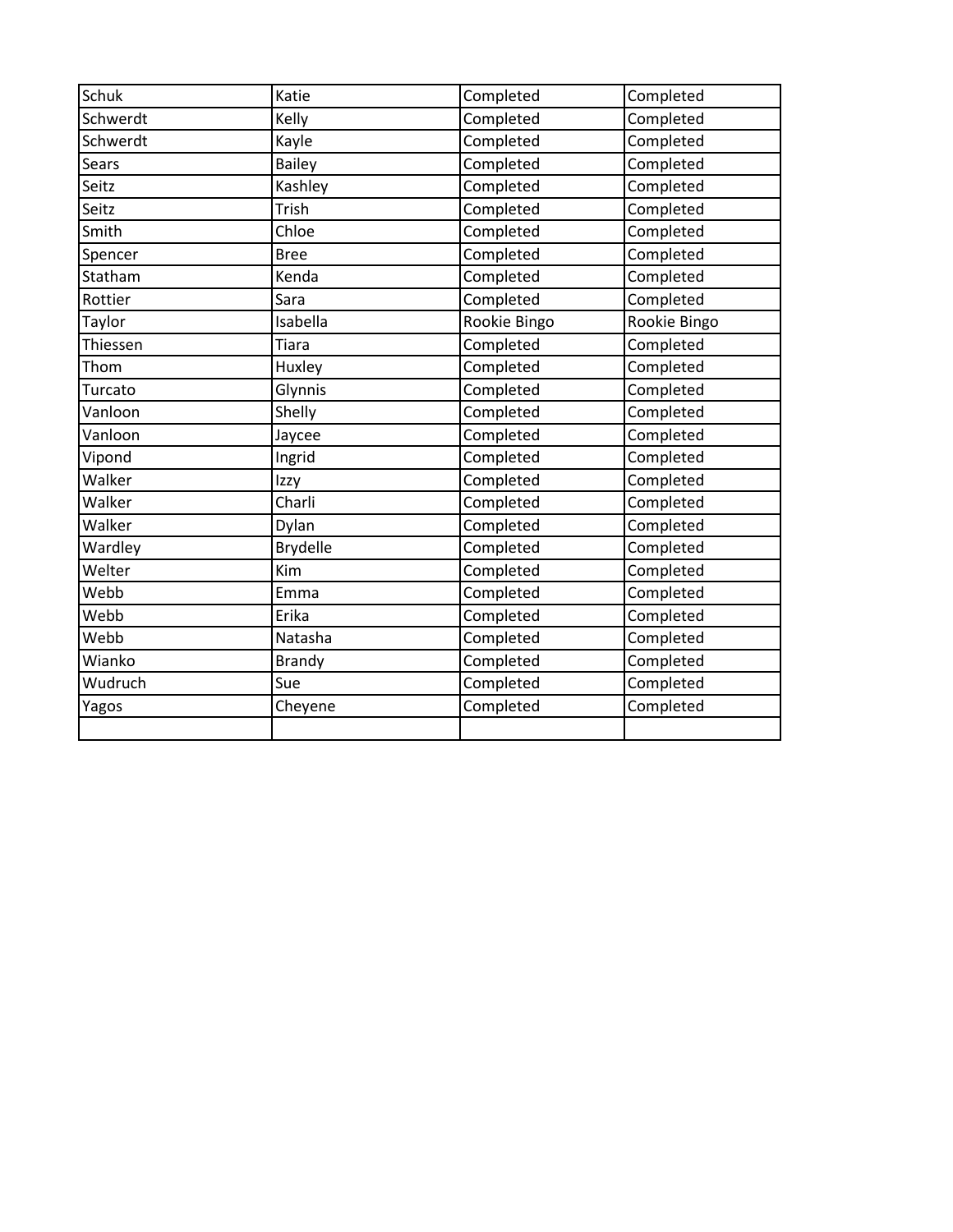| | | | |
|---|---|---|---|
| Schuk | Katie | Completed | Completed |
| Schwerdt | Kelly | Completed | Completed |
| Schwerdt | Kayle | Completed | Completed |
| Sears | Bailey | Completed | Completed |
| Seitz | Kashley | Completed | Completed |
| Seitz | Trish | Completed | Completed |
| Smith | Chloe | Completed | Completed |
| Spencer | Bree | Completed | Completed |
| Statham | Kenda | Completed | Completed |
| Rottier | Sara | Completed | Completed |
| Taylor | Isabella | Rookie Bingo | Rookie Bingo |
| Thiessen | Tiara | Completed | Completed |
| Thom | Huxley | Completed | Completed |
| Turcato | Glynnis | Completed | Completed |
| Vanloon | Shelly | Completed | Completed |
| Vanloon | Jaycee | Completed | Completed |
| Vipond | Ingrid | Completed | Completed |
| Walker | Izzy | Completed | Completed |
| Walker | Charli | Completed | Completed |
| Walker | Dylan | Completed | Completed |
| Wardley | Brydelle | Completed | Completed |
| Welter | Kim | Completed | Completed |
| Webb | Emma | Completed | Completed |
| Webb | Erika | Completed | Completed |
| Webb | Natasha | Completed | Completed |
| Wianko | Brandy | Completed | Completed |
| Wudruch | Sue | Completed | Completed |
| Yagos | Cheyene | Completed | Completed |
| | | | |